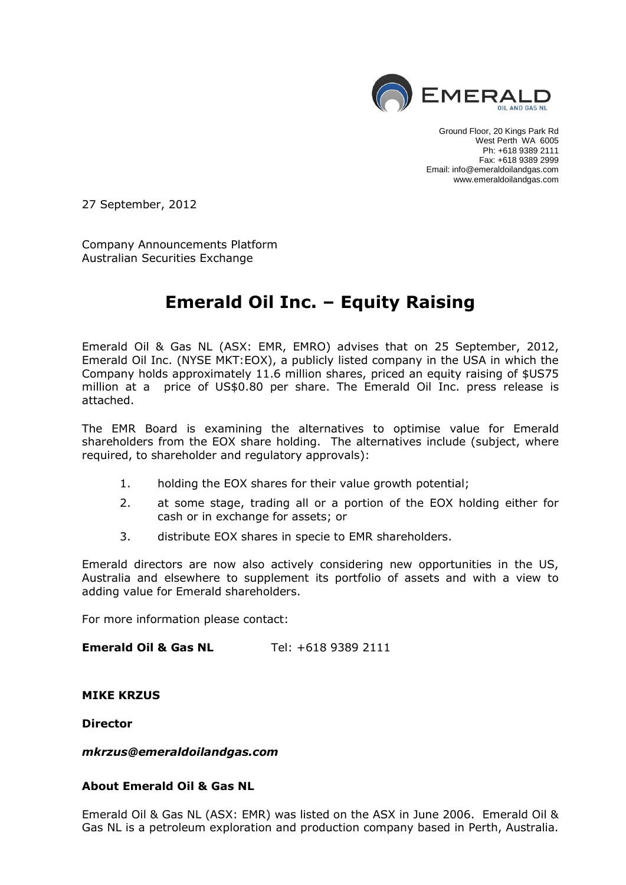Ground Floor, 20 Kings Park Rd
West Perth WA 6005
Ph: +618 9389 2111
Fax: +618 9389 2999
Email: info@emeraldoilandgas.com
www.emeraldoilandgas.com

27 September, 2012

Company Announcements Platform
Australian Securities Exchange

# Emerald Oil Inc. – Equity Raising

Emerald Oil & Gas NL (ASX: EMR, EMRO) advises that on 25 September, 2012, Emerald Oil Inc. (NYSE MKT:EOX), a publicly listed company in the USA in which the Company holds approximately 11.6 million shares, priced an equity raising of $US75 million at a price of US$0.80 per share. The Emerald Oil Inc. press release is attached.

The EMR Board is examining the alternatives to optimise value for Emerald shareholders from the EOX share holding. The alternatives include (subject, where required, to shareholder and regulatory approvals):

1. holding the EOX shares for their value growth potential;
2. at some stage, trading all or a portion of the EOX holding either for cash or in exchange for assets; or
3. distribute EOX shares in specie to EMR shareholders.

Emerald directors are now also actively considering new opportunities in the US, Australia and elsewhere to supplement its portfolio of assets and with a view to adding value for Emerald shareholders.

For more information please contact:

**Emerald Oil & Gas NL** Tel: +618 9389 2111

**MIKE KRZUS**

**Director**

***mkrzus@emeraldoilandgas.com***

**About Emerald Oil & Gas NL**

Emerald Oil & Gas NL (ASX: EMR) was listed on the ASX in June 2006. Emerald Oil & Gas NL is a petroleum exploration and production company based in Perth, Australia.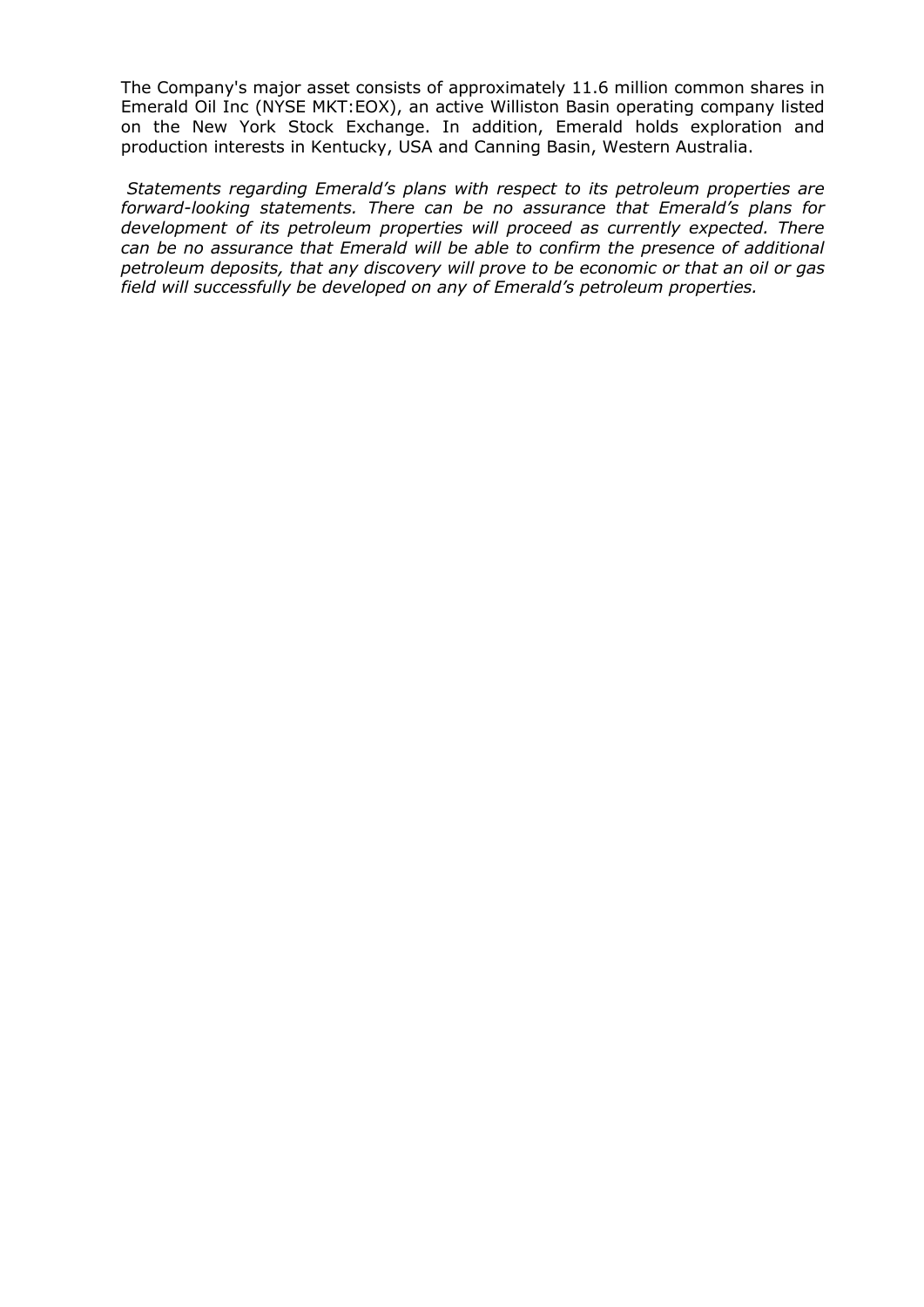The Company's major asset consists of approximately 11.6 million common shares in Emerald Oil Inc (NYSE MKT:EOX), an active Williston Basin operating company listed on the New York Stock Exchange. In addition, Emerald holds exploration and production interests in Kentucky, USA and Canning Basin, Western Australia.

*Statements regarding Emerald's plans with respect to its petroleum properties are forward-looking statements. There can be no assurance that Emerald's plans for development of its petroleum properties will proceed as currently expected. There can be no assurance that Emerald will be able to confirm the presence of additional petroleum deposits, that any discovery will prove to be economic or that an oil or gas field will successfully be developed on any of Emerald's petroleum properties.*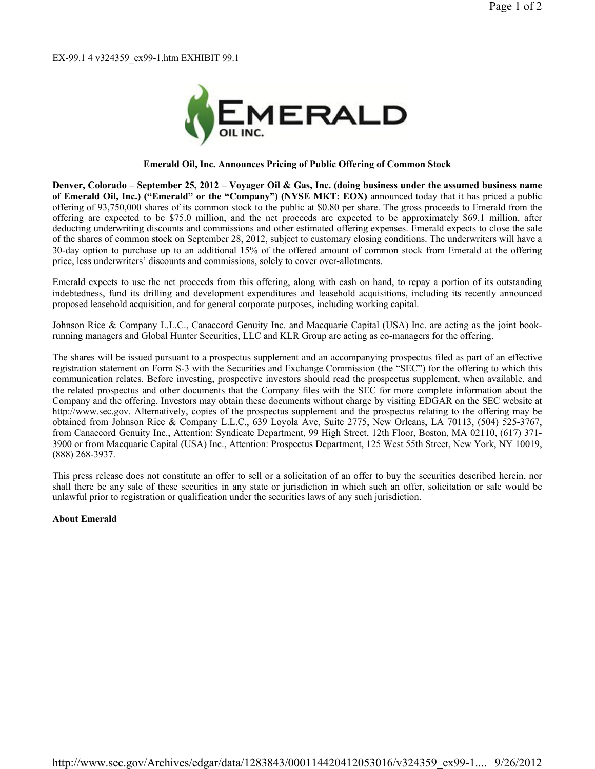EX-99.1 4 v324359_ex99-1.htm EXHIBIT 99.1

**Emerald Oil, Inc. Announces Pricing of Public Offering of Common Stock**

**Denver, Colorado – September 25, 2012 – Voyager Oil & Gas, Inc. (doing business under the assumed business name of Emerald Oil, Inc.) ("Emerald" or the "Company") (NYSE MKT: EOX)** announced today that it has priced a public offering of 93,750,000 shares of its common stock to the public at $0.80 per share. The gross proceeds to Emerald from the offering are expected to be $75.0 million, and the net proceeds are expected to be approximately $69.1 million, after deducting underwriting discounts and commissions and other estimated offering expenses. Emerald expects to close the sale of the shares of common stock on September 28, 2012, subject to customary closing conditions. The underwriters will have a 30-day option to purchase up to an additional 15% of the offered amount of common stock from Emerald at the offering price, less underwriters' discounts and commissions, solely to cover over-allotments.

Emerald expects to use the net proceeds from this offering, along with cash on hand, to repay a portion of its outstanding indebtedness, fund its drilling and development expenditures and leasehold acquisitions, including its recently announced proposed leasehold acquisition, and for general corporate purposes, including working capital.

Johnson Rice & Company L.L.C., Canaccord Genuity Inc. and Macquarie Capital (USA) Inc. are acting as the joint book-running managers and Global Hunter Securities, LLC and KLR Group are acting as co-managers for the offering.

The shares will be issued pursuant to a prospectus supplement and an accompanying prospectus filed as part of an effective registration statement on Form S-3 with the Securities and Exchange Commission (the "SEC") for the offering to which this communication relates. Before investing, prospective investors should read the prospectus supplement, when available, and the related prospectus and other documents that the Company files with the SEC for more complete information about the Company and the offering. Investors may obtain these documents without charge by visiting EDGAR on the SEC website at http://www.sec.gov. Alternatively, copies of the prospectus supplement and the prospectus relating to the offering may be obtained from Johnson Rice & Company L.L.C., 639 Loyola Ave, Suite 2775, New Orleans, LA 70113, (504) 525-3767, from Canaccord Genuity Inc., Attention: Syndicate Department, 99 High Street, 12th Floor, Boston, MA 02110, (617) 371-3900 or from Macquarie Capital (USA) Inc., Attention: Prospectus Department, 125 West 55th Street, New York, NY 10019, (888) 268-3937.

This press release does not constitute an offer to sell or a solicitation of an offer to buy the securities described herein, nor shall there be any sale of these securities in any state or jurisdiction in which such an offer, solicitation or sale would be unlawful prior to registration or qualification under the securities laws of any such jurisdiction.

**About Emerald**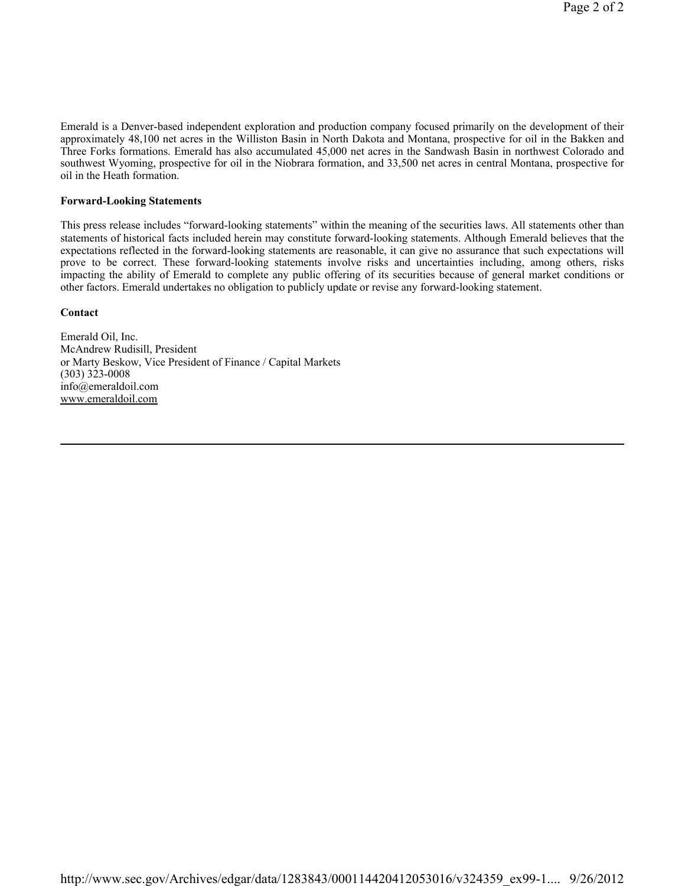Emerald is a Denver-based independent exploration and production company focused primarily on the development of their approximately 48,100 net acres in the Williston Basin in North Dakota and Montana, prospective for oil in the Bakken and Three Forks formations. Emerald has also accumulated 45,000 net acres in the Sandwash Basin in northwest Colorado and southwest Wyoming, prospective for oil in the Niobrara formation, and 33,500 net acres in central Montana, prospective for oil in the Heath formation.

**Forward-Looking Statements**

This press release includes "forward-looking statements" within the meaning of the securities laws. All statements other than statements of historical facts included herein may constitute forward-looking statements. Although Emerald believes that the expectations reflected in the forward-looking statements are reasonable, it can give no assurance that such expectations will prove to be correct. These forward-looking statements involve risks and uncertainties including, among others, risks impacting the ability of Emerald to complete any public offering of its securities because of general market conditions or other factors. Emerald undertakes no obligation to publicly update or revise any forward-looking statement.

**Contact**

Emerald Oil, Inc.
McAndrew Rudisill, President
or Marty Beskow, Vice President of Finance / Capital Markets
(303) 323-0008
info@emeraldoil.com
www.emeraldoil.com